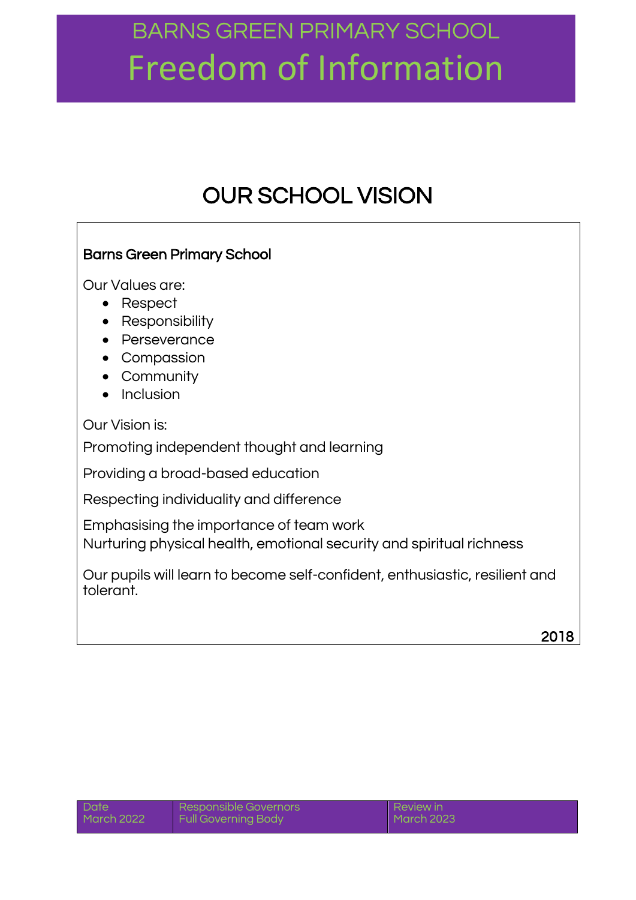# BARNS GREEN PRIMARY SCHOOL

# Freedom of Information

## OUR SCHOOL VISION

**Barns Green Primary School**

Our Values are:

- Respect
- Responsibility
- Perseverance
- Compassion
- Community
- Inclusion

Our Vision is:

Promoting independent thought and learning

Providing a broad-based education

Respecting individuality and difference

Emphasising the importance of team work
Nurturing physical health, emotional security and spiritual richness

Our pupils will learn to become self-confident, enthusiastic, resilient and tolerant.

2018

| Date | Responsible Governors | Review in |
|---|---|---|
| March 2022 | Full Governing Body | March 2023 |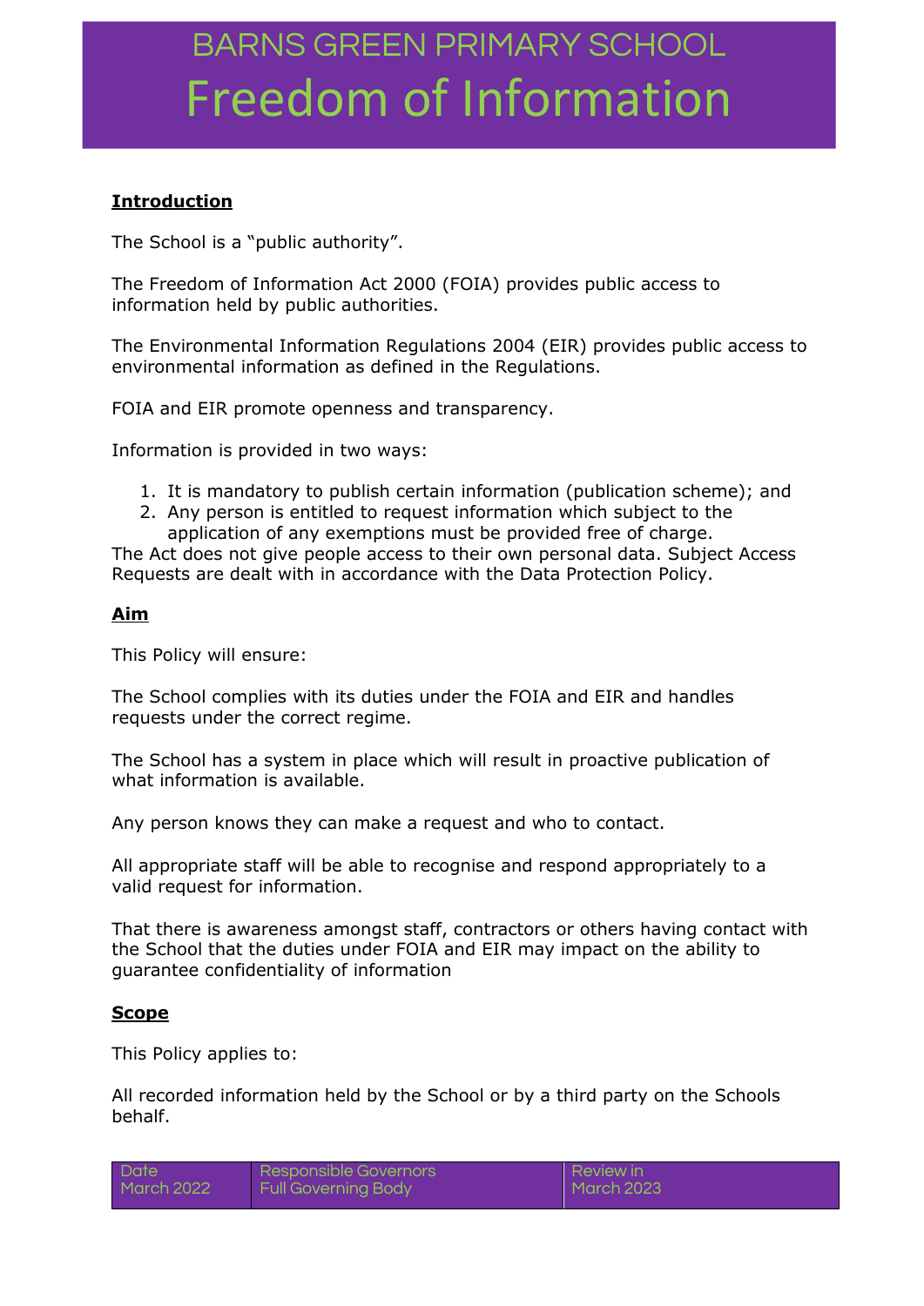# BARNS GREEN PRIMARY SCHOOL
# Freedom of Information

**Introduction**

The School is a "public authority".

The Freedom of Information Act 2000 (FOIA) provides public access to information held by public authorities.

The Environmental Information Regulations 2004 (EIR) provides public access to environmental information as defined in the Regulations.

FOIA and EIR promote openness and transparency.

Information is provided in two ways:

1. It is mandatory to publish certain information (publication scheme); and
2. Any person is entitled to request information which subject to the application of any exemptions must be provided free of charge.

The Act does not give people access to their own personal data. Subject Access Requests are dealt with in accordance with the Data Protection Policy.

**Aim**

This Policy will ensure:

The School complies with its duties under the FOIA and EIR and handles requests under the correct regime.

The School has a system in place which will result in proactive publication of what information is available.

Any person knows they can make a request and who to contact.

All appropriate staff will be able to recognise and respond appropriately to a valid request for information.

That there is awareness amongst staff, contractors or others having contact with the School that the duties under FOIA and EIR may impact on the ability to guarantee confidentiality of information

**Scope**

This Policy applies to:

All recorded information held by the School or by a third party on the Schools behalf.

| Date | Responsible Governors | Review in |
|---|---|---|
| March 2022 | Full Governing Body | March 2023 |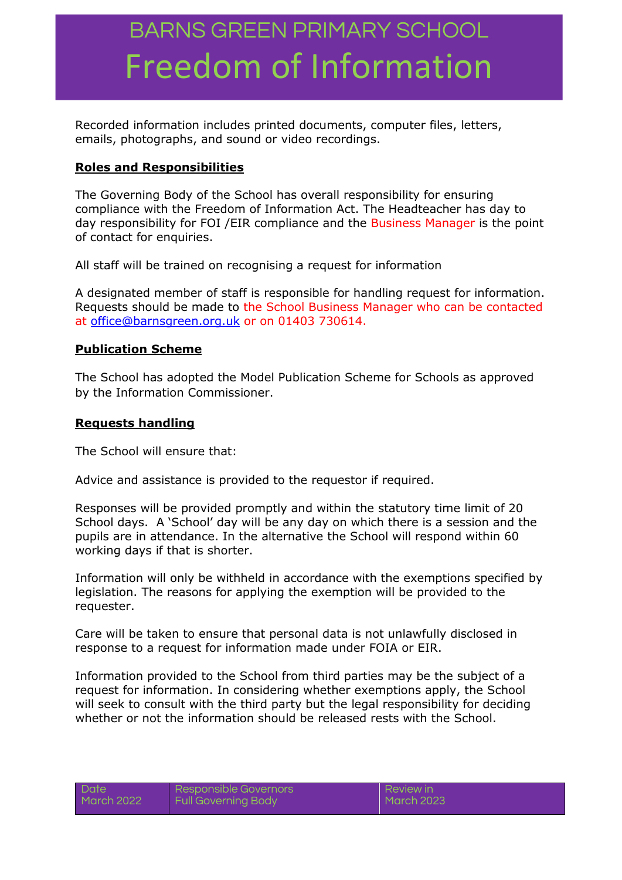Recorded information includes printed documents, computer files, letters, emails, photographs, and sound or video recordings.

## Roles and Responsibilities

The Governing Body of the School has overall responsibility for ensuring compliance with the Freedom of Information Act. The Headteacher has day to day responsibility for FOI /EIR compliance and the Business Manager is the point of contact for enquiries.

All staff will be trained on recognising a request for information

A designated member of staff is responsible for handling request for information. Requests should be made to the School Business Manager who can be contacted at office@barnsgreen.org.uk or on 01403 730614.

## Publication Scheme

The School has adopted the Model Publication Scheme for Schools as approved by the Information Commissioner.

## Requests handling

The School will ensure that:

Advice and assistance is provided to the requestor if required.

Responses will be provided promptly and within the statutory time limit of 20 School days. A 'School' day will be any day on which there is a session and the pupils are in attendance. In the alternative the School will respond within 60 working days if that is shorter.

Information will only be withheld in accordance with the exemptions specified by legislation. The reasons for applying the exemption will be provided to the requester.

Care will be taken to ensure that personal data is not unlawfully disclosed in response to a request for information made under FOIA or EIR.

Information provided to the School from third parties may be the subject of a request for information. In considering whether exemptions apply, the School will seek to consult with the third party but the legal responsibility for deciding whether or not the information should be released rests with the School.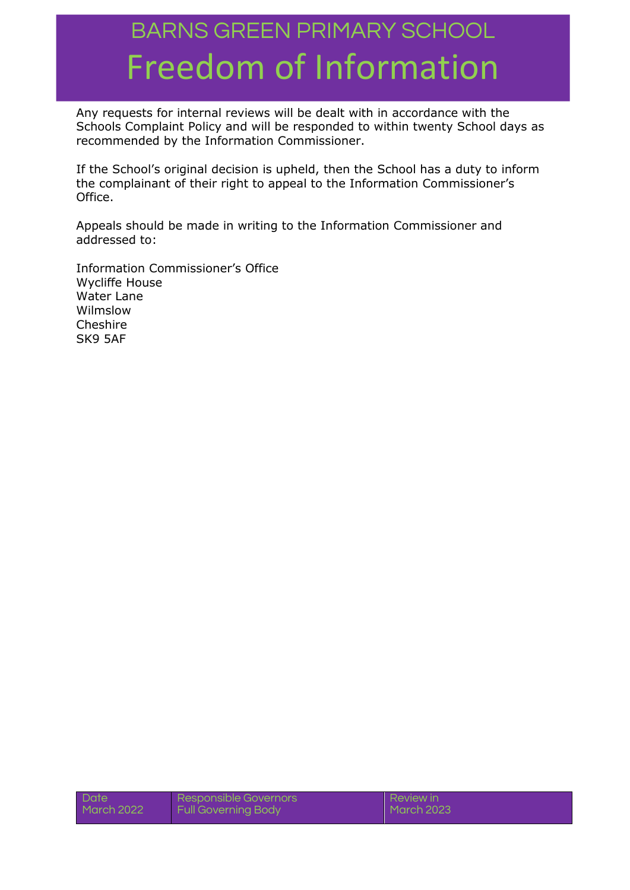# BARNS GREEN PRIMARY SCHOOL

# Freedom of Information

Any requests for internal reviews will be dealt with in accordance with the Schools Complaint Policy and will be responded to within twenty School days as recommended by the Information Commissioner.

If the School's original decision is upheld, then the School has a duty to inform the complainant of their right to appeal to the Information Commissioner's Office.

Appeals should be made in writing to the Information Commissioner and addressed to:

Information Commissioner's Office
Wycliffe House
Water Lane
Wilmslow
Cheshire
SK9 5AF

| Date | Responsible Governors | Review in |
|---|---|---|
| March 2022 | Full Governing Body | March 2023 |